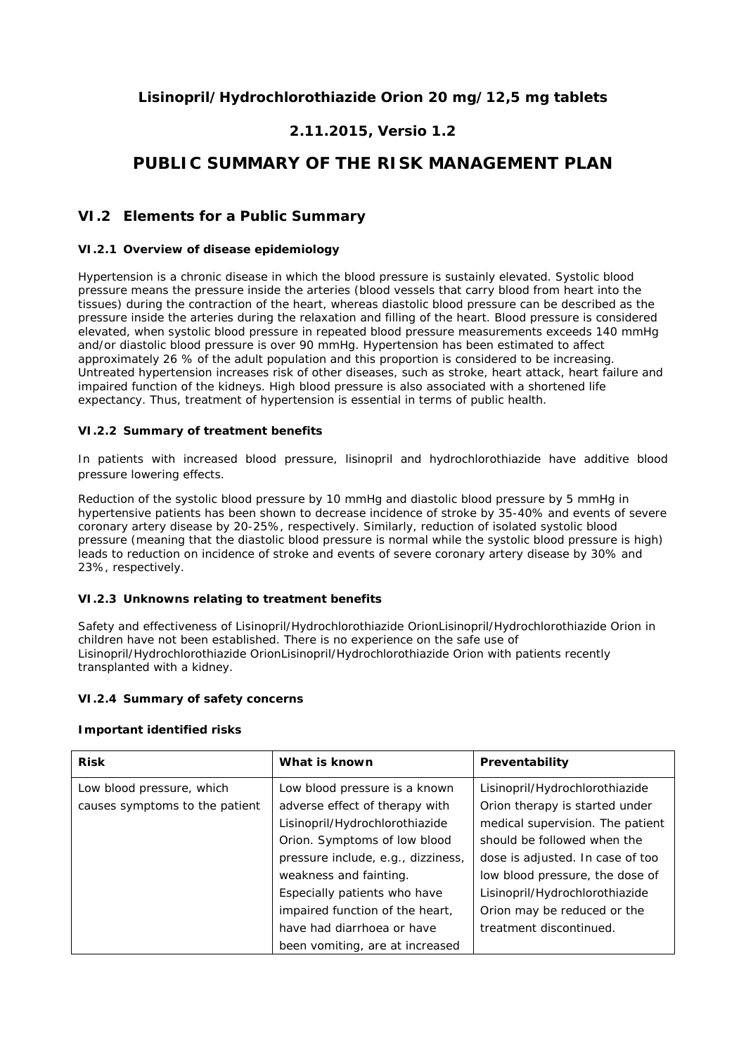# Lisinopril/Hydrochlorothiazide Orion 20 mg/12,5 mg tablets

## 2.11.2015, Versio 1.2

# PUBLIC SUMMARY OF THE RISK MANAGEMENT PLAN

## VI.2 Elements for a Public Summary

### VI.2.1 Overview of disease epidemiology

Hypertension is a chronic disease in which the blood pressure is sustainly elevated. Systolic blood pressure means the pressure inside the arteries (blood vessels that carry blood from heart into the tissues) during the contraction of the heart, whereas diastolic blood pressure can be described as the pressure inside the arteries during the relaxation and filling of the heart. Blood pressure is considered elevated, when systolic blood pressure in repeated blood pressure measurements exceeds 140 mmHg and/or diastolic blood pressure is over 90 mmHg. Hypertension has been estimated to affect approximately 26 % of the adult population and this proportion is considered to be increasing. Untreated hypertension increases risk of other diseases, such as stroke, heart attack, heart failure and impaired function of the kidneys. High blood pressure is also associated with a shortened life expectancy. Thus, treatment of hypertension is essential in terms of public health.

### VI.2.2 Summary of treatment benefits

In patients with increased blood pressure, lisinopril and hydrochlorothiazide have additive blood pressure lowering effects.

Reduction of the systolic blood pressure by 10 mmHg and diastolic blood pressure by 5 mmHg in hypertensive patients has been shown to decrease incidence of stroke by 35-40% and events of severe coronary artery disease by 20-25%, respectively. Similarly, reduction of isolated systolic blood pressure (meaning that the diastolic blood pressure is normal while the systolic blood pressure is high) leads to reduction on incidence of stroke and events of severe coronary artery disease by 30% and 23%, respectively.

### VI.2.3 Unknowns relating to treatment benefits

Safety and effectiveness of Lisinopril/Hydrochlorothiazide OrionLisinopril/Hydrochlorothiazide Orion in children have not been established. There is no experience on the safe use of Lisinopril/Hydrochlorothiazide OrionLisinopril/Hydrochlorothiazide Orion with patients recently transplanted with a kidney.

### VI.2.4 Summary of safety concerns

**Important identified risks**

| Risk | What is known | Preventability |
|---|---|---|
| Low blood pressure, which causes symptoms to the patient | Low blood pressure is a known adverse effect of therapy with Lisinopril/Hydrochlorothiazide Orion. Symptoms of low blood pressure include, e.g., dizziness, weakness and fainting. Especially patients who have impaired function of the heart, have had diarrhoea or have been vomiting, are at increased | Lisinopril/Hydrochlorothiazide Orion therapy is started under medical supervision. The patient should be followed when the dose is adjusted. In case of too low blood pressure, the dose of Lisinopril/Hydrochlorothiazide Orion may be reduced or the treatment discontinued. |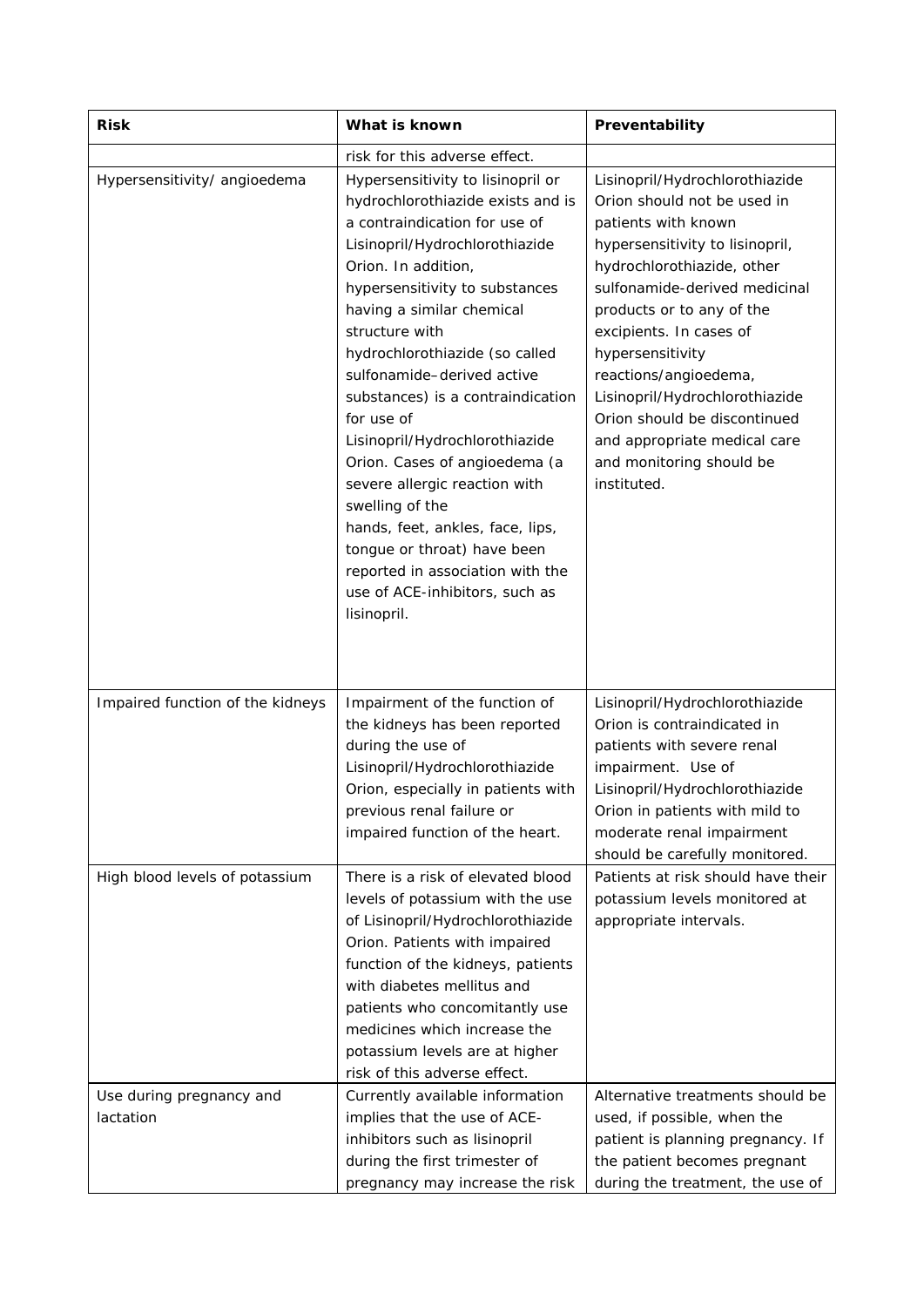| Risk | What is known | Preventability |
| --- | --- | --- |
| | risk for this adverse effect. | |
| Hypersensitivity/ angioedema | Hypersensitivity to lisinopril or hydrochlorothiazide exists and is a contraindication for use of Lisinopril/Hydrochlorothiazide Orion. In addition, hypersensitivity to substances having a similar chemical structure with hydrochlorothiazide (so called sulfonamide–derived active substances) is a contraindication for use of Lisinopril/Hydrochlorothiazide Orion. Cases of angioedema (a severe allergic reaction with swelling of the hands, feet, ankles, face, lips, tongue or throat) have been reported in association with the use of ACE-inhibitors, such as lisinopril. | Lisinopril/Hydrochlorothiazide Orion should not be used in patients with known hypersensitivity to lisinopril, hydrochlorothiazide, other sulfonamide-derived medicinal products or to any of the excipients. In cases of hypersensitivity reactions/angioedema, Lisinopril/Hydrochlorothiazide Orion should be discontinued and appropriate medical care and monitoring should be instituted. |
| Impaired function of the kidneys | Impairment of the function of the kidneys has been reported during the use of Lisinopril/Hydrochlorothiazide Orion, especially in patients with previous renal failure or impaired function of the heart. | Lisinopril/Hydrochlorothiazide Orion is contraindicated in patients with severe renal impairment. Use of Lisinopril/Hydrochlorothiazide Orion in patients with mild to moderate renal impairment should be carefully monitored. |
| High blood levels of potassium | There is a risk of elevated blood levels of potassium with the use of Lisinopril/Hydrochlorothiazide Orion. Patients with impaired function of the kidneys, patients with diabetes mellitus and patients who concomitantly use medicines which increase the potassium levels are at higher risk of this adverse effect. | Patients at risk should have their potassium levels monitored at appropriate intervals. |
| Use during pregnancy and lactation | Currently available information implies that the use of ACE-inhibitors such as lisinopril during the first trimester of pregnancy may increase the risk | Alternative treatments should be used, if possible, when the patient is planning pregnancy. If the patient becomes pregnant during the treatment, the use of |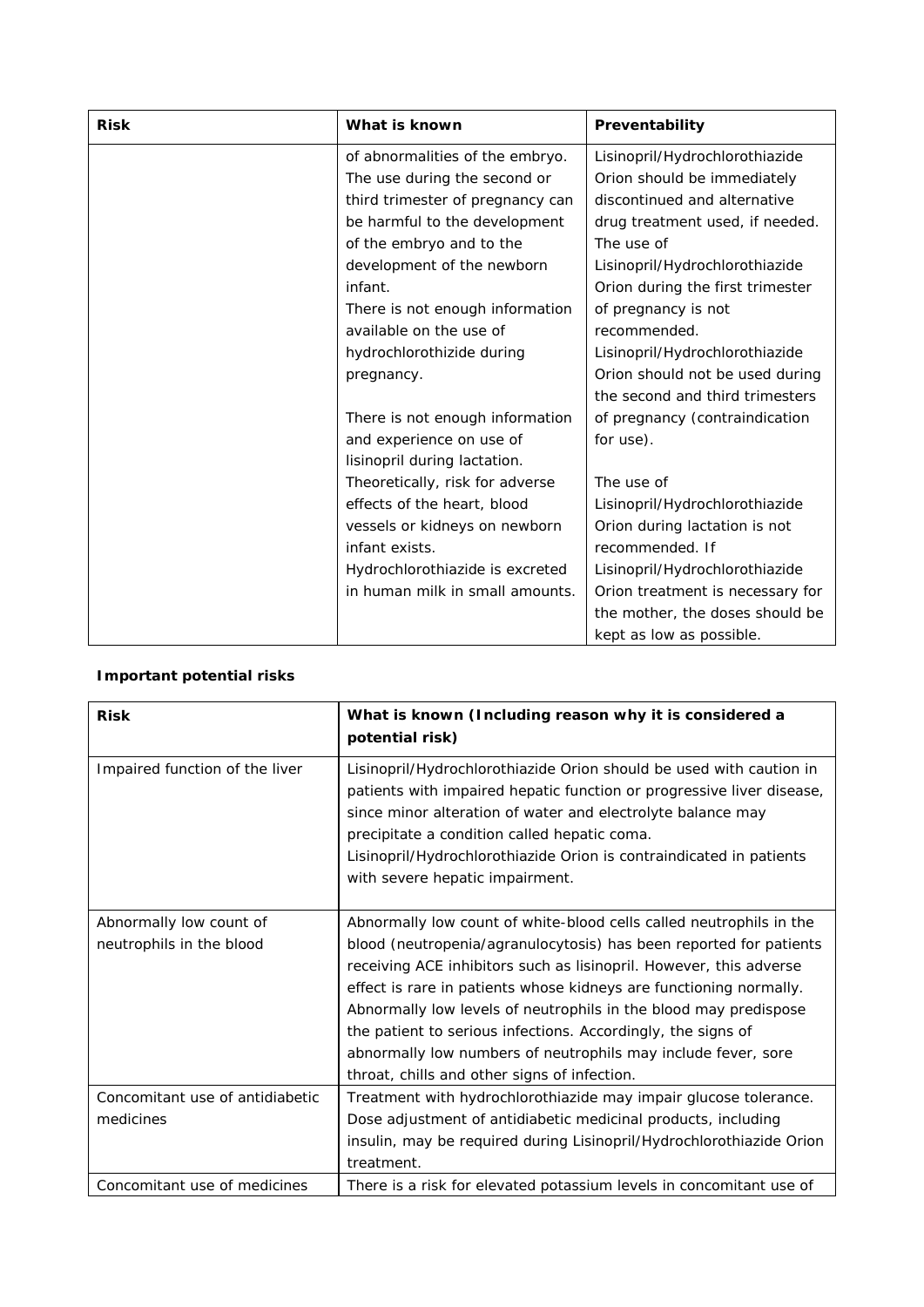| Risk | What is known | Preventability |
|---|---|---|
| | of abnormalities of the embryo. The use during the second or third trimester of pregnancy can be harmful to the development of the embryo and to the development of the newborn infant. There is not enough information available on the use of hydrochlorothizide during pregnancy.<br><br>There is not enough information and experience on use of lisinopril during lactation. Theoretically, risk for adverse effects of the heart, blood vessels or kidneys on newborn infant exists. Hydrochlorothiazide is excreted in human milk in small amounts. | Lisinopril/Hydrochlorothiazide Orion should be immediately discontinued and alternative drug treatment used, if needed. The use of Lisinopril/Hydrochlorothiazide Orion during the first trimester of pregnancy is not recommended. Lisinopril/Hydrochlorothiazide Orion should not be used during the second and third trimesters of pregnancy (contraindication for use).<br><br>The use of Lisinopril/Hydrochlorothiazide Orion during lactation is not recommended. If Lisinopril/Hydrochlorothiazide Orion treatment is necessary for the mother, the doses should be kept as low as possible. |

**Important potential risks**

| Risk | What is known (Including reason why it is considered a potential risk) |
|---|---|
| Impaired function of the liver | Lisinopril/Hydrochlorothiazide Orion should be used with caution in patients with impaired hepatic function or progressive liver disease, since minor alteration of water and electrolyte balance may precipitate a condition called hepatic coma.<br>Lisinopril/Hydrochlorothiazide Orion is contraindicated in patients with severe hepatic impairment. |
| Abnormally low count of neutrophils in the blood | Abnormally low count of white-blood cells called neutrophils in the blood (neutropenia/agranulocytosis) has been reported for patients receiving ACE inhibitors such as lisinopril. However, this adverse effect is rare in patients whose kidneys are functioning normally. Abnormally low levels of neutrophils in the blood may predispose the patient to serious infections. Accordingly, the signs of abnormally low numbers of neutrophils may include fever, sore throat, chills and other signs of infection. |
| Concomitant use of antidiabetic medicines | Treatment with hydrochlorothiazide may impair glucose tolerance. Dose adjustment of antidiabetic medicinal products, including insulin, may be required during Lisinopril/Hydrochlorothiazide Orion treatment. |
| Concomitant use of medicines | There is a risk for elevated potassium levels in concomitant use of |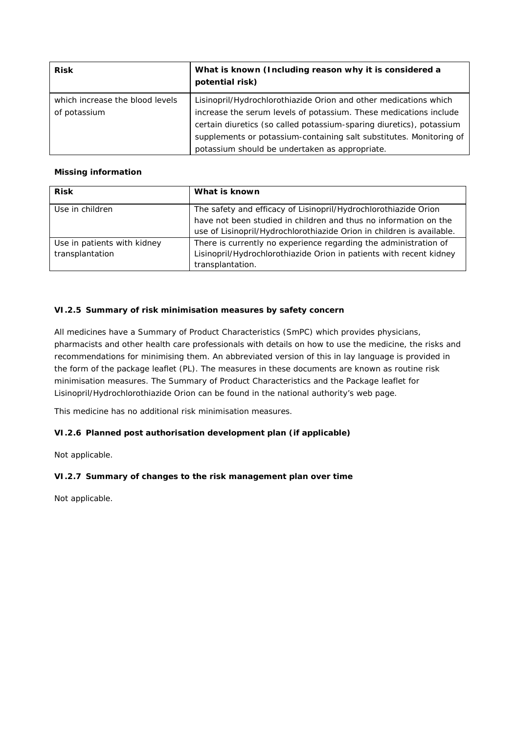| Risk | What is known (Including reason why it is considered a potential risk) |
| --- | --- |
| which increase the blood levels of potassium | Lisinopril/Hydrochlorothiazide Orion and other medications which increase the serum levels of potassium. These medications include certain diuretics (so called potassium-sparing diuretics), potassium supplements or potassium-containing salt substitutes. Monitoring of potassium should be undertaken as appropriate. |

**Missing information**

| Risk | What is known |
| --- | --- |
| Use in children | The safety and efficacy of Lisinopril/Hydrochlorothiazide Orion have not been studied in children and thus no information on the use of Lisinopril/Hydrochlorothiazide Orion in children is available. |
| Use in patients with kidney transplantation | There is currently no experience regarding the administration of Lisinopril/Hydrochlorothiazide Orion in patients with recent kidney transplantation. |

### VI.2.5 Summary of risk minimisation measures by safety concern

All medicines have a Summary of Product Characteristics (SmPC) which provides physicians, pharmacists and other health care professionals with details on how to use the medicine, the risks and recommendations for minimising them. An abbreviated version of this in lay language is provided in the form of the package leaflet (PL). The measures in these documents are known as routine risk minimisation measures. The Summary of Product Characteristics and the Package leaflet for Lisinopril/Hydrochlorothiazide Orion can be found in the national authority's web page.

This medicine has no additional risk minimisation measures.

### VI.2.6 Planned post authorisation development plan (if applicable)

Not applicable.

### VI.2.7 Summary of changes to the risk management plan over time

Not applicable.